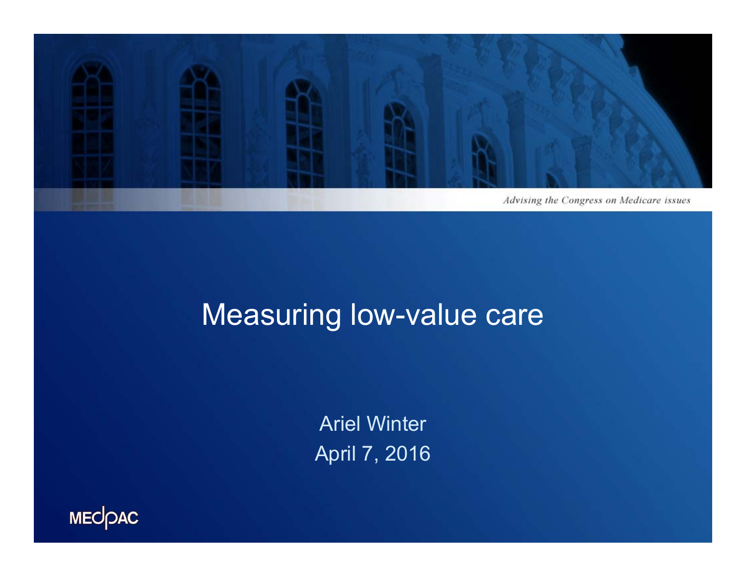*Advising the Congress on Medicare issues*

# Measuring low-value care

Ariel Winter

April 7, 2016

MEDPAC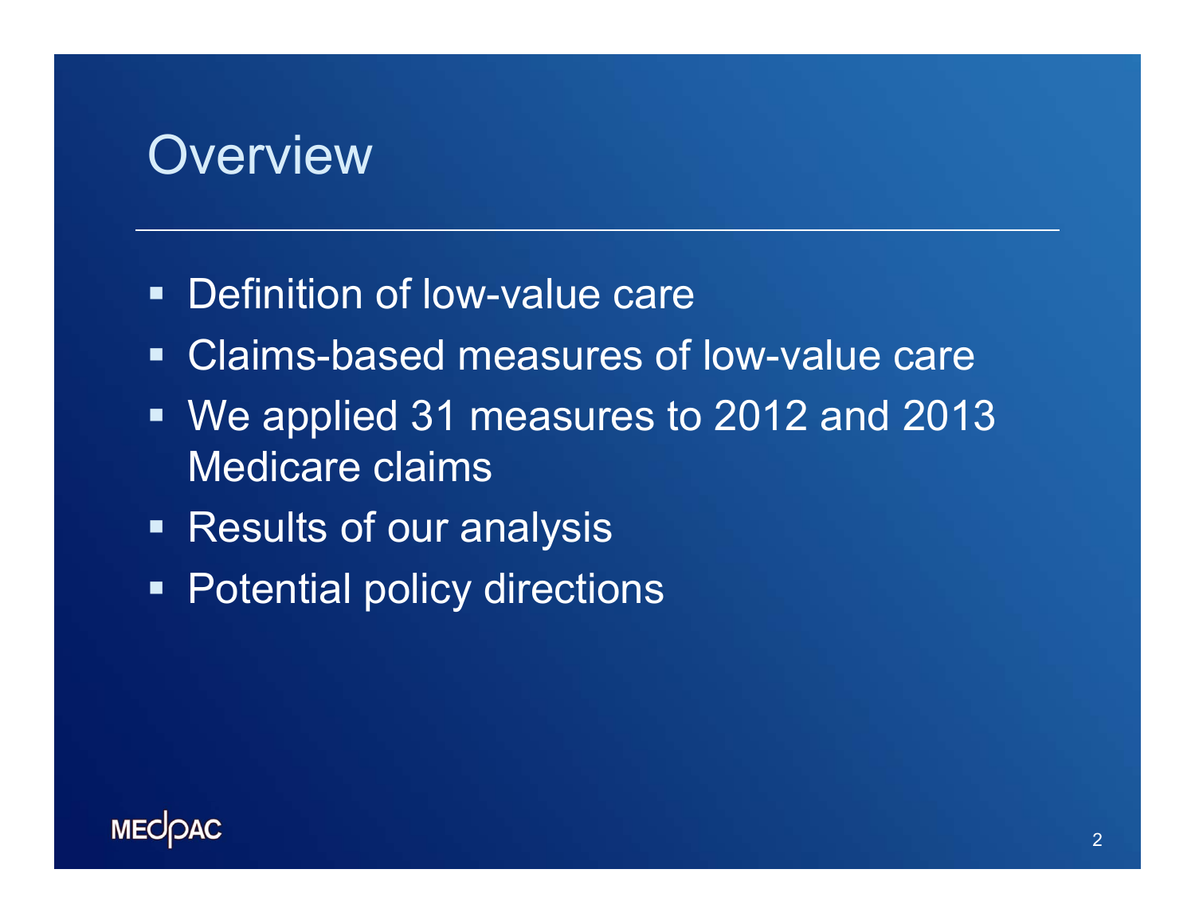# Overview

- Definition of low-value care
- Claims-based measures of low-value care
- We applied 31 measures to 2012 and 2013 Medicare claims
- Results of our analysis
- Potential policy directions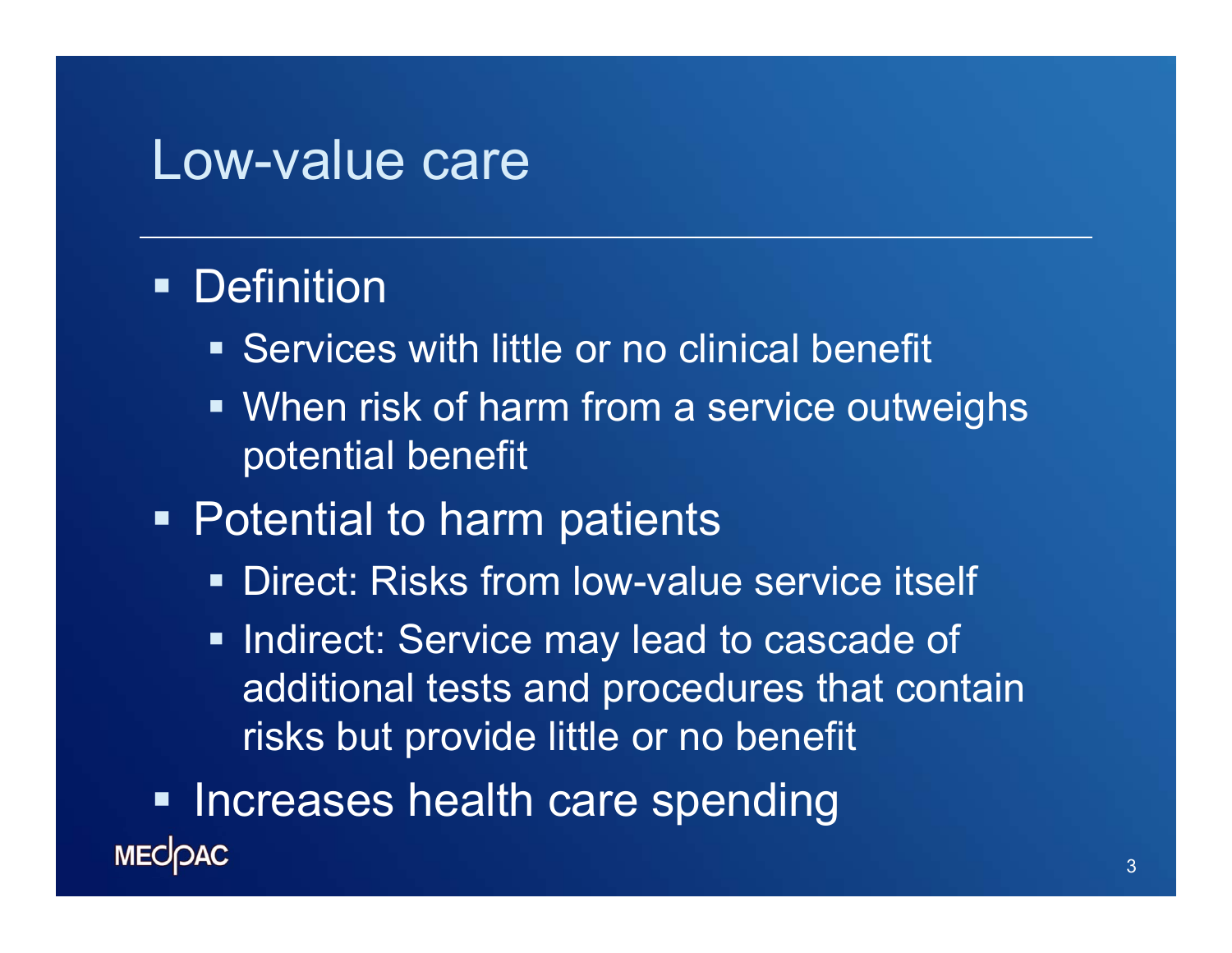# Low-value care

- Definition
  - Services with little or no clinical benefit
  - When risk of harm from a service outweighs potential benefit
- Potential to harm patients
  - Direct: Risks from low-value service itself
  - Indirect: Service may lead to cascade of additional tests and procedures that contain risks but provide little or no benefit
- Increases health care spending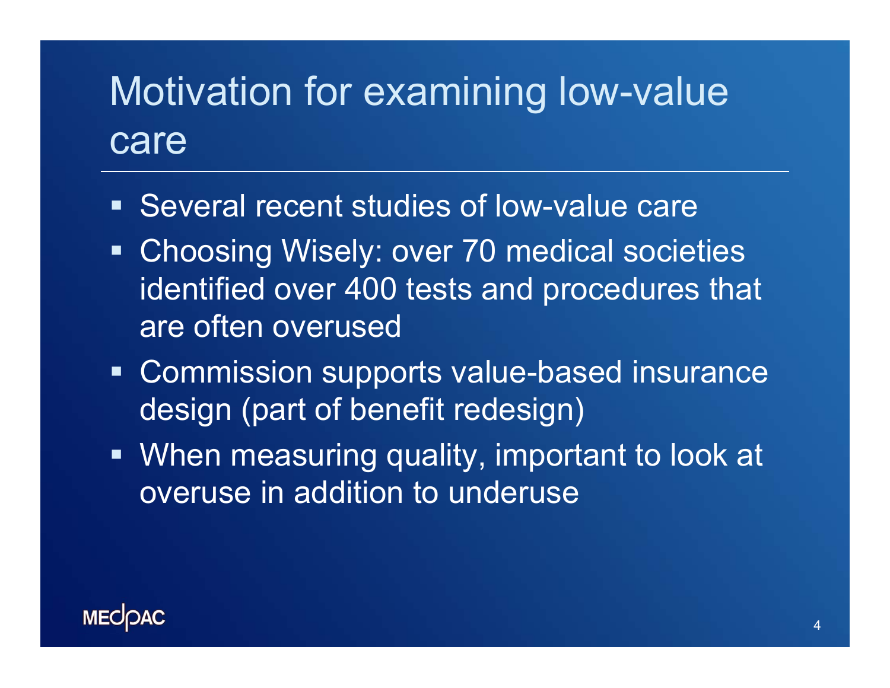# Motivation for examining low-value care

- Several recent studies of low-value care
- Choosing Wisely: over 70 medical societies identified over 400 tests and procedures that are often overused
- Commission supports value-based insurance design (part of benefit redesign)
- When measuring quality, important to look at overuse in addition to underuse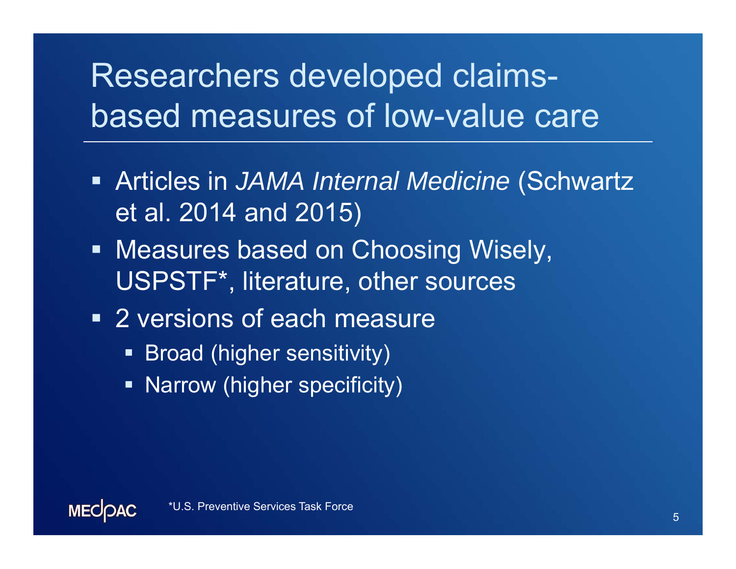# Researchers developed claims-based measures of low-value care

- Articles in *JAMA Internal Medicine* (Schwartz et al. 2014 and 2015)
- Measures based on Choosing Wisely, USPSTF*, literature, other sources
- 2 versions of each measure
  - Broad (higher sensitivity)
  - Narrow (higher specificity)

*U.S. Preventive Services Task Force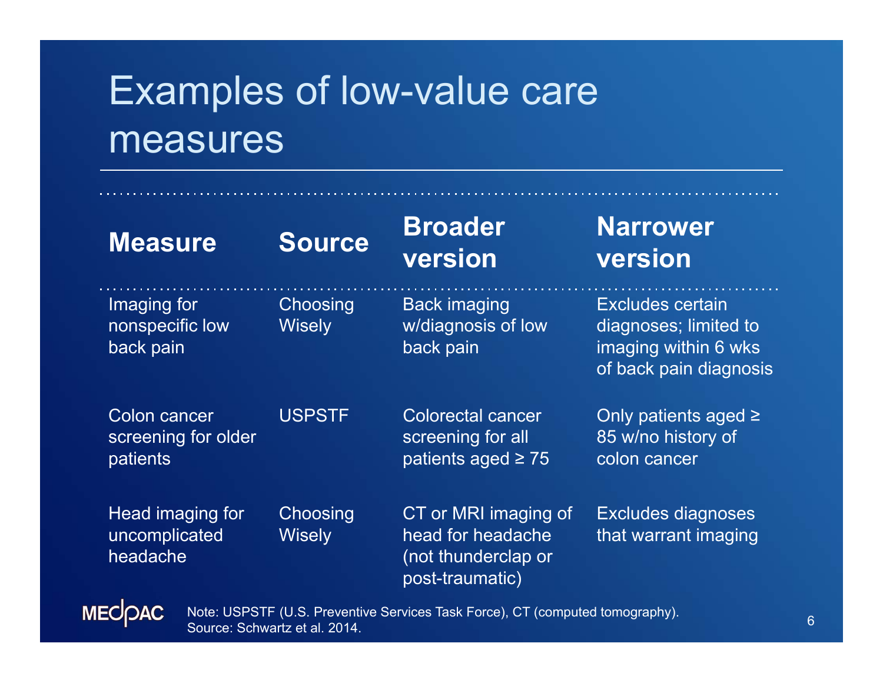# Examples of low-value care measures

| Measure | Source | Broader version | Narrower version |
| --- | --- | --- | --- |
| Imaging for nonspecific low back pain | Choosing Wisely | Back imaging w/diagnosis of low back pain | Excludes certain diagnoses; limited to imaging within 6 wks of back pain diagnosis |
| Colon cancer screening for older patients | USPSTF | Colorectal cancer screening for all patients aged ≥ 75 | Only patients aged ≥ 85 w/no history of colon cancer |
| Head imaging for uncomplicated headache | Choosing Wisely | CT or MRI imaging of head for headache (not thunderclap or post-traumatic) | Excludes diagnoses that warrant imaging |

Note: USPSTF (U.S. Preventive Services Task Force), CT (computed tomography).
Source: Schwartz et al. 2014.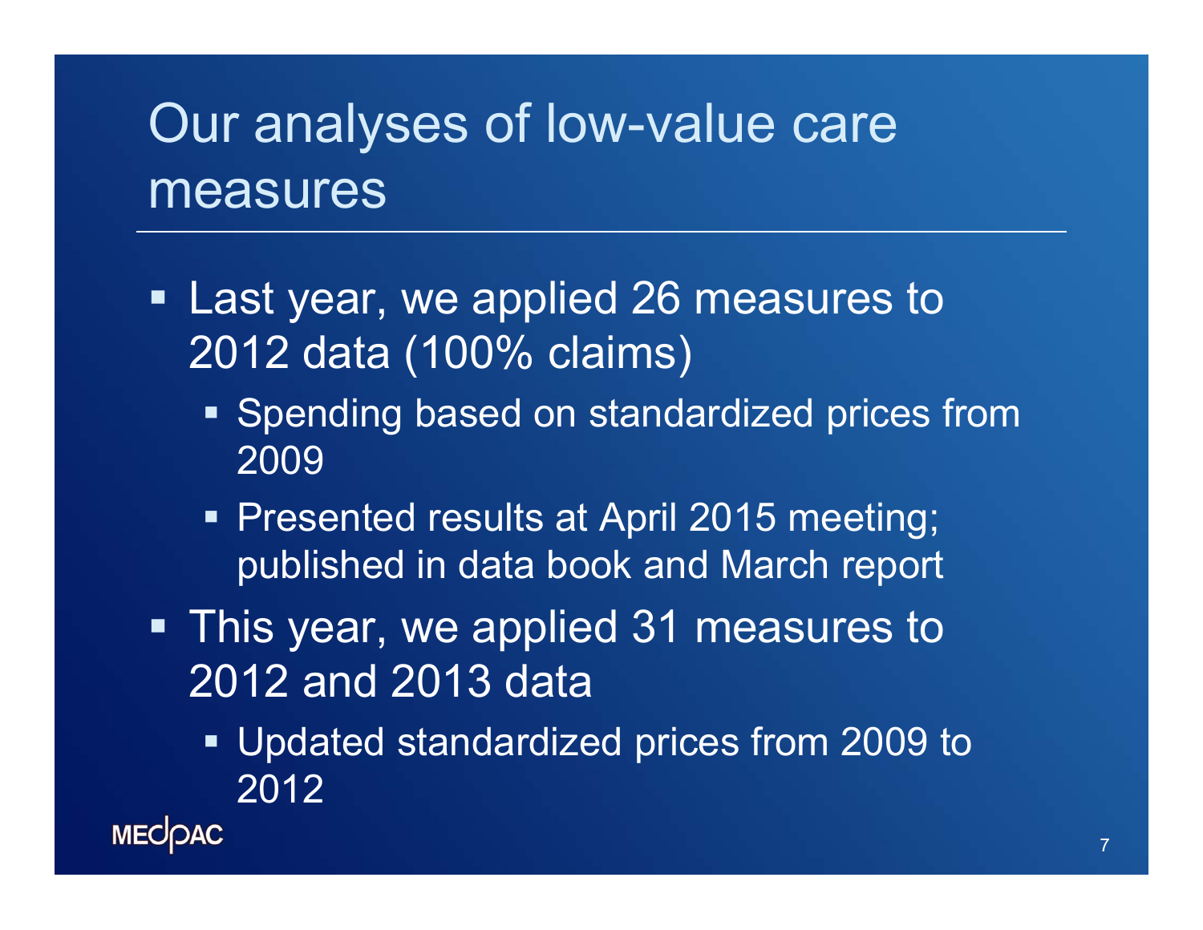# Our analyses of low-value care measures

- Last year, we applied 26 measures to 2012 data (100% claims)
  - Spending based on standardized prices from 2009
  - Presented results at April 2015 meeting; published in data book and March report
- This year, we applied 31 measures to 2012 and 2013 data
  - Updated standardized prices from 2009 to 2012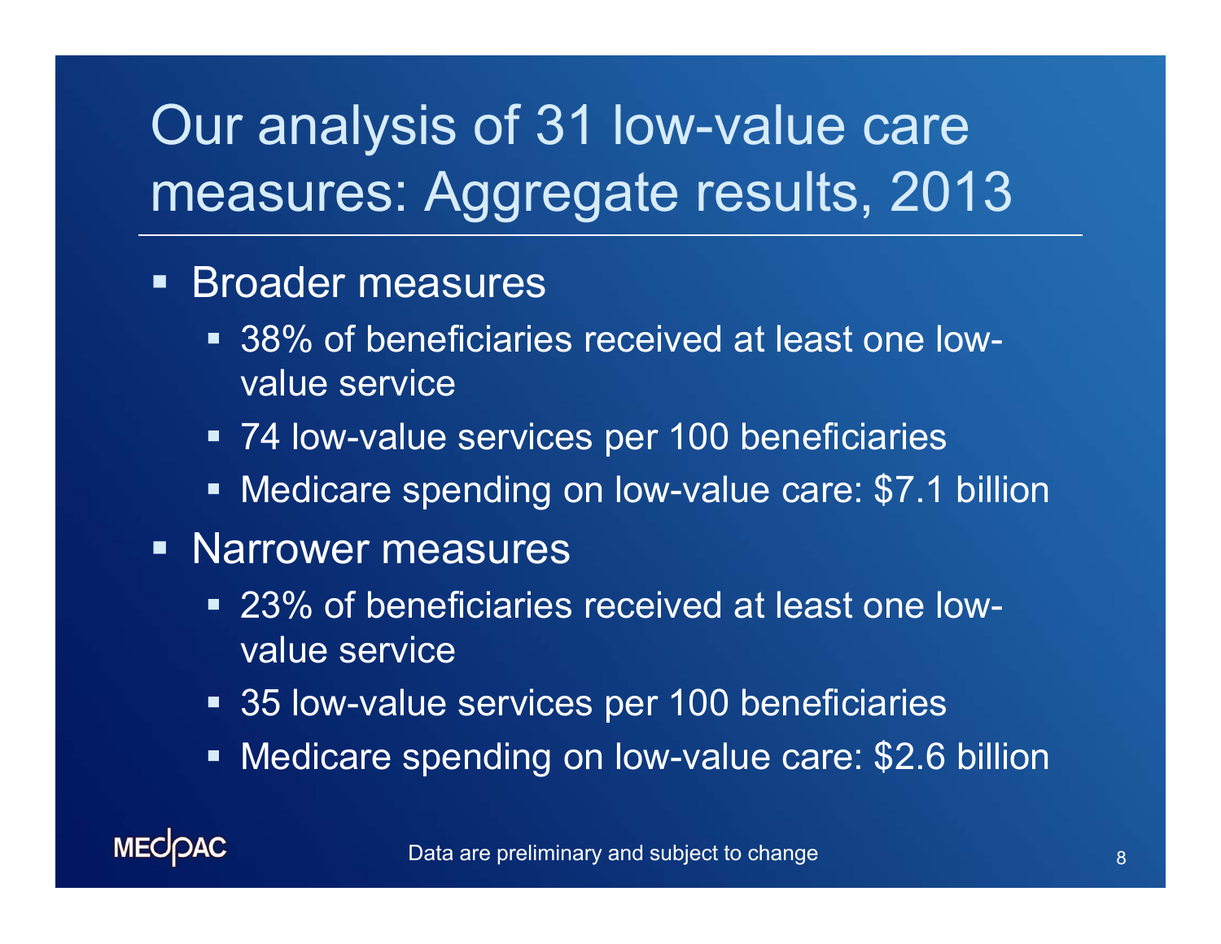# Our analysis of 31 low-value care measures: Aggregate results, 2013

- Broader measures
  - 38% of beneficiaries received at least one low-value service
  - 74 low-value services per 100 beneficiaries
  - Medicare spending on low-value care: $7.1 billion
- Narrower measures
  - 23% of beneficiaries received at least one low-value service
  - 35 low-value services per 100 beneficiaries
  - Medicare spending on low-value care: $2.6 billion

Data are preliminary and subject to change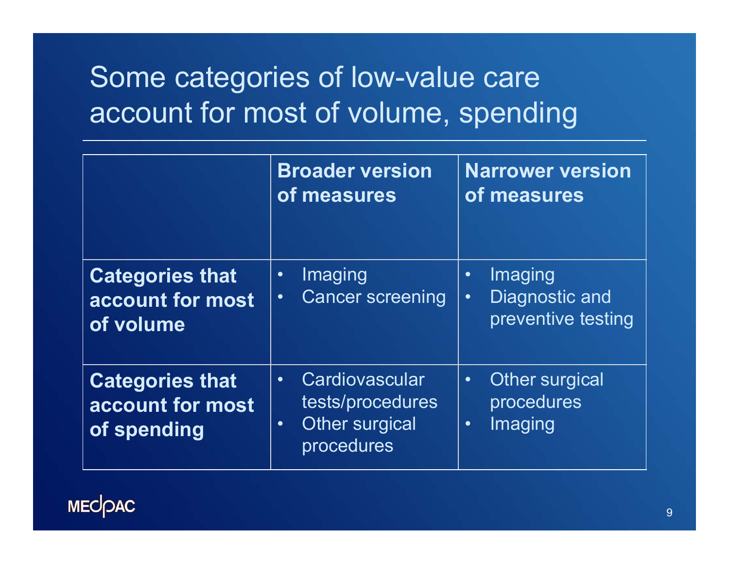# Some categories of low-value care account for most of volume, spending

| | Broader version of measures | Narrower version of measures |
|---|---|---|
| **Categories that account for most of volume** | • Imaging<br>• Cancer screening | • Imaging<br>• Diagnostic and preventive testing |
| **Categories that account for most of spending** | • Cardiovascular tests/procedures<br>• Other surgical procedures | • Other surgical procedures<br>• Imaging |

MEDPAC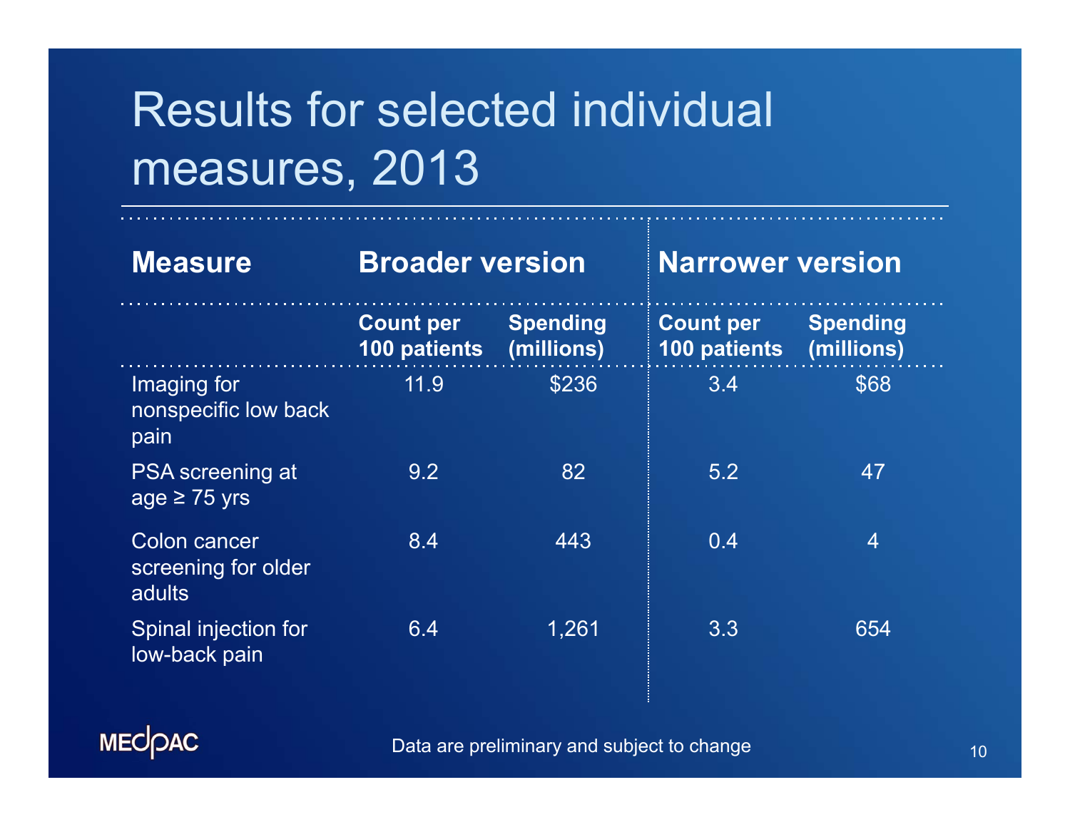# Results for selected individual measures, 2013

| Measure | Broader version | | Narrower version | |
|---|---|---|---|---|
| | Count per 100 patients | Spending (millions) | Count per 100 patients | Spending (millions) |
| Imaging for nonspecific low back pain | 11.9 | $236 | 3.4 | $68 |
| PSA screening at age ≥ 75 yrs | 9.2 | 82 | 5.2 | 47 |
| Colon cancer screening for older adults | 8.4 | 443 | 0.4 | 4 |
| Spinal injection for low-back pain | 6.4 | 1,261 | 3.3 | 654 |

Data are preliminary and subject to change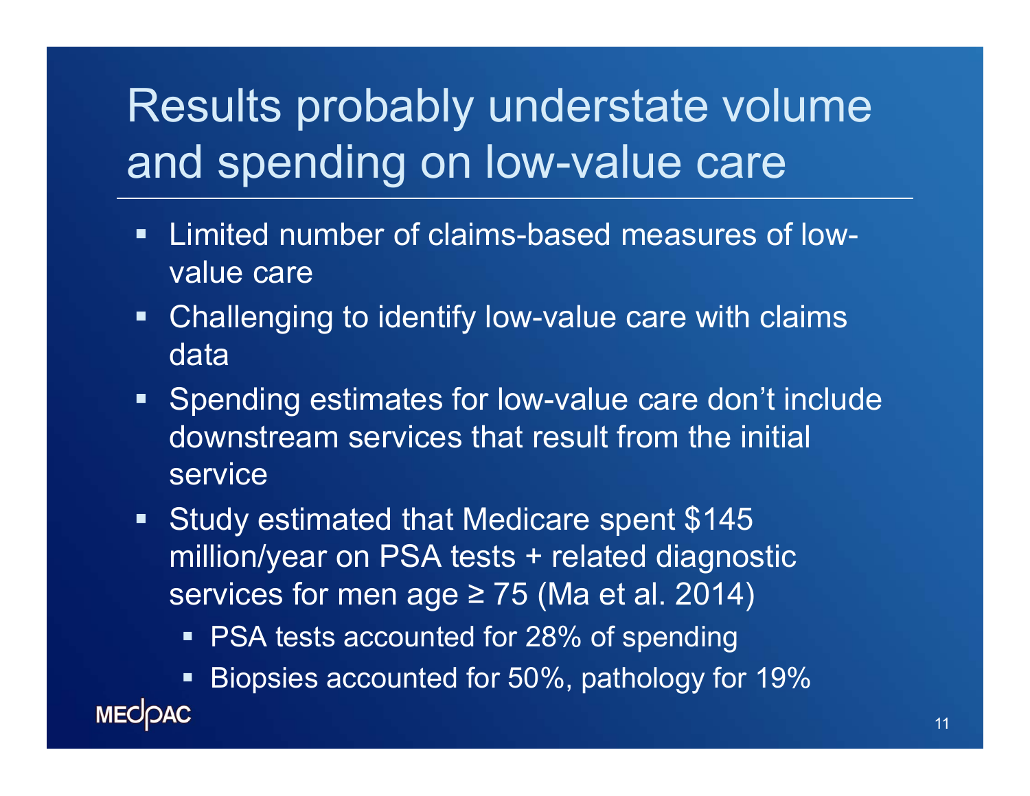# Results probably understate volume and spending on low-value care

- Limited number of claims-based measures of low-value care
- Challenging to identify low-value care with claims data
- Spending estimates for low-value care don't include downstream services that result from the initial service
- Study estimated that Medicare spent $145 million/year on PSA tests + related diagnostic services for men age ≥ 75 (Ma et al. 2014)
  - PSA tests accounted for 28% of spending
  - Biopsies accounted for 50%, pathology for 19%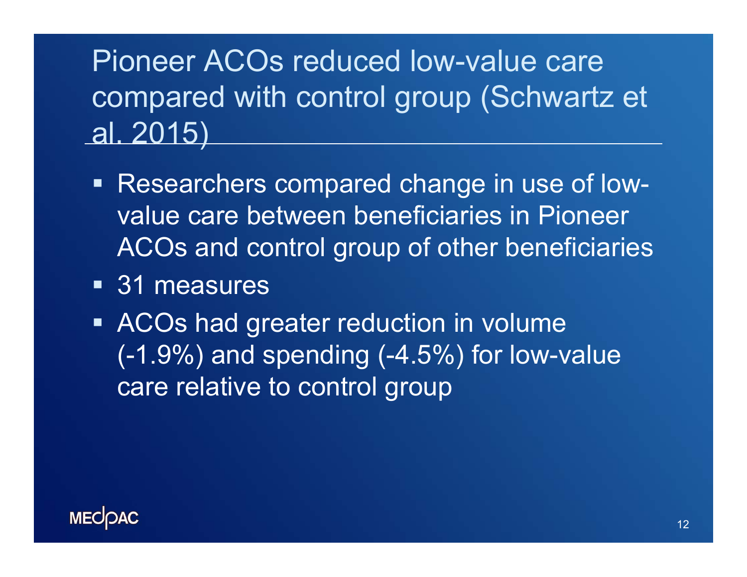# Pioneer ACOs reduced low-value care compared with control group (Schwartz et al. 2015)

- Researchers compared change in use of low-value care between beneficiaries in Pioneer ACOs and control group of other beneficiaries
- 31 measures
- ACOs had greater reduction in volume (-1.9%) and spending (-4.5%) for low-value care relative to control group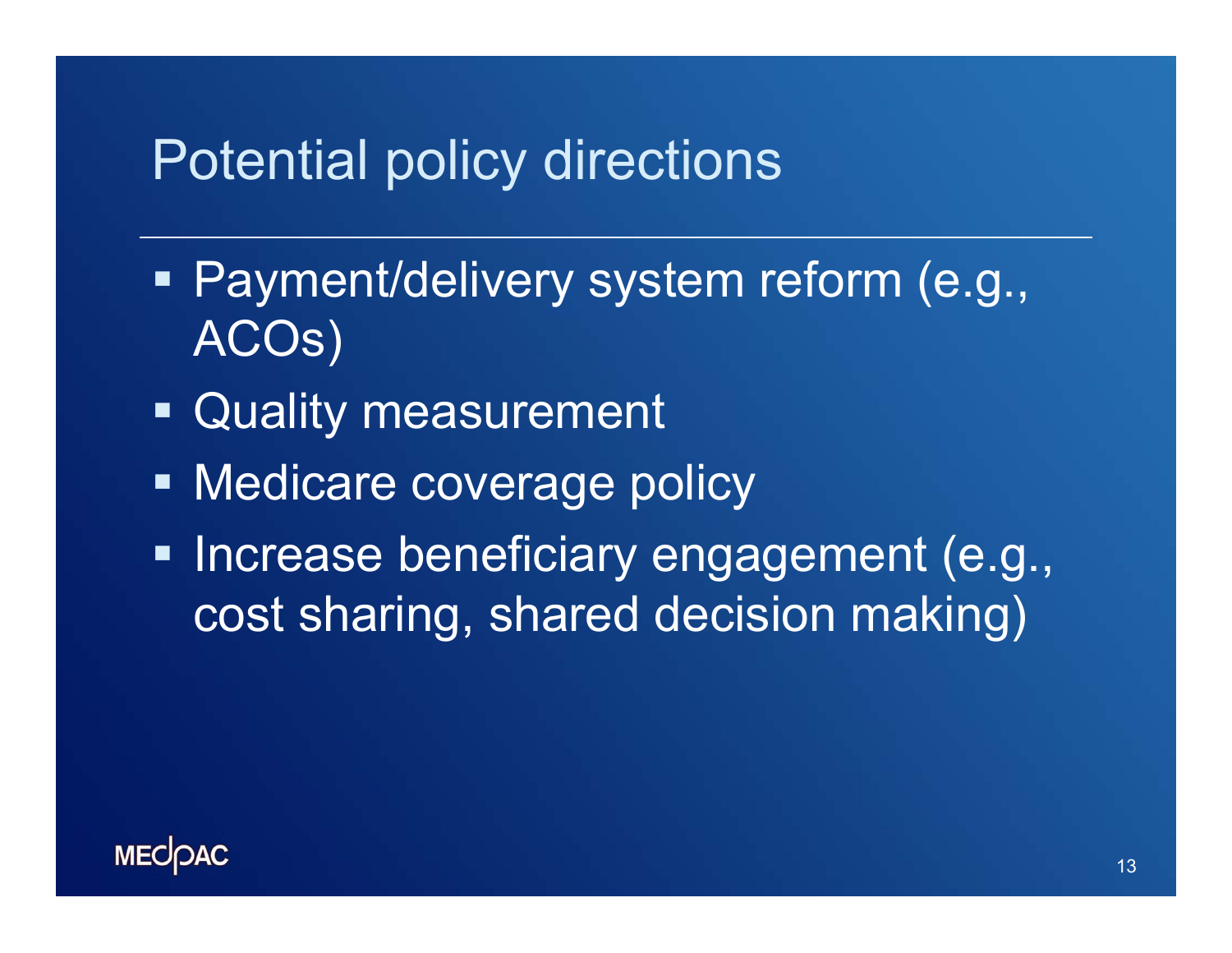# Potential policy directions

- Payment/delivery system reform (e.g., ACOs)
- Quality measurement
- Medicare coverage policy
- Increase beneficiary engagement (e.g., cost sharing, shared decision making)

MEDPAC